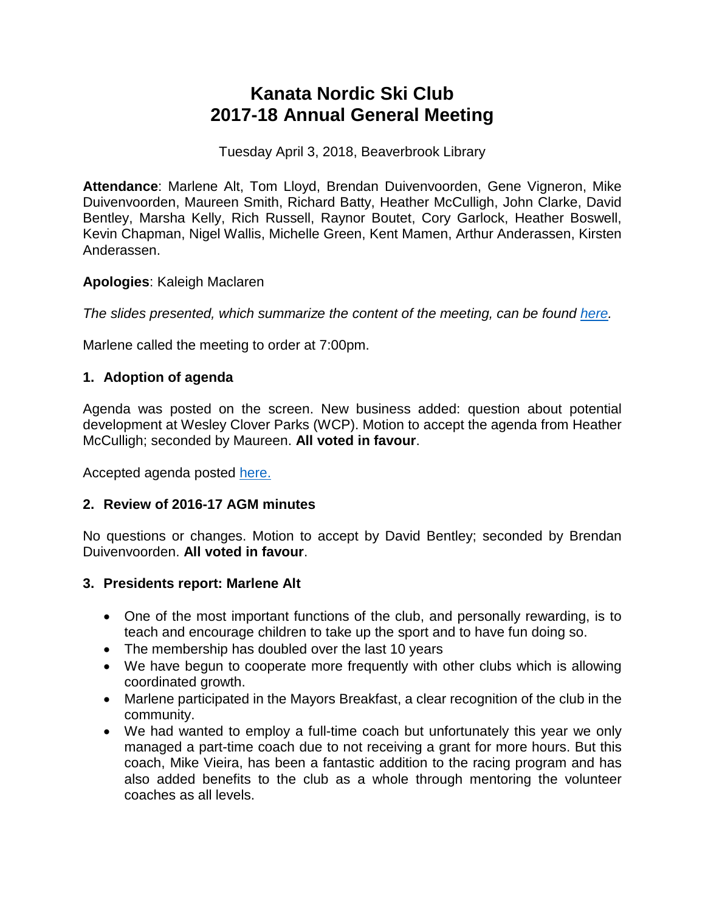# Kanata Nordic Ski Club
# 2017-18 Annual General Meeting

Tuesday April 3, 2018, Beaverbrook Library

**Attendance**: Marlene Alt, Tom Lloyd, Brendan Duivenvoorden, Gene Vigneron, Mike Duivenvoorden, Maureen Smith, Richard Batty, Heather McCulligh, John Clarke, David Bentley, Marsha Kelly, Rich Russell, Raynor Boutet, Cory Garlock, Heather Boswell, Kevin Chapman, Nigel Wallis, Michelle Green, Kent Mamen, Arthur Anderassen, Kirsten Anderassen.

**Apologies**: Kaleigh Maclaren

*The slides presented, which summarize the content of the meeting, can be found [here](#).*

Marlene called the meeting to order at 7:00pm.

## 1. Adoption of agenda

Agenda was posted on the screen. New business added: question about potential development at Wesley Clover Parks (WCP). Motion to accept the agenda from Heather McCulligh; seconded by Maureen. **All voted in favour**.

Accepted agenda posted [here.](#)

## 2. Review of 2016-17 AGM minutes

No questions or changes. Motion to accept by David Bentley; seconded by Brendan Duivenvoorden. **All voted in favour**.

## 3. Presidents report: Marlene Alt

- One of the most important functions of the club, and personally rewarding, is to teach and encourage children to take up the sport and to have fun doing so.
- The membership has doubled over the last 10 years
- We have begun to cooperate more frequently with other clubs which is allowing coordinated growth.
- Marlene participated in the Mayors Breakfast, a clear recognition of the club in the community.
- We had wanted to employ a full-time coach but unfortunately this year we only managed a part-time coach due to not receiving a grant for more hours. But this coach, Mike Vieira, has been a fantastic addition to the racing program and has also added benefits to the club as a whole through mentoring the volunteer coaches as all levels.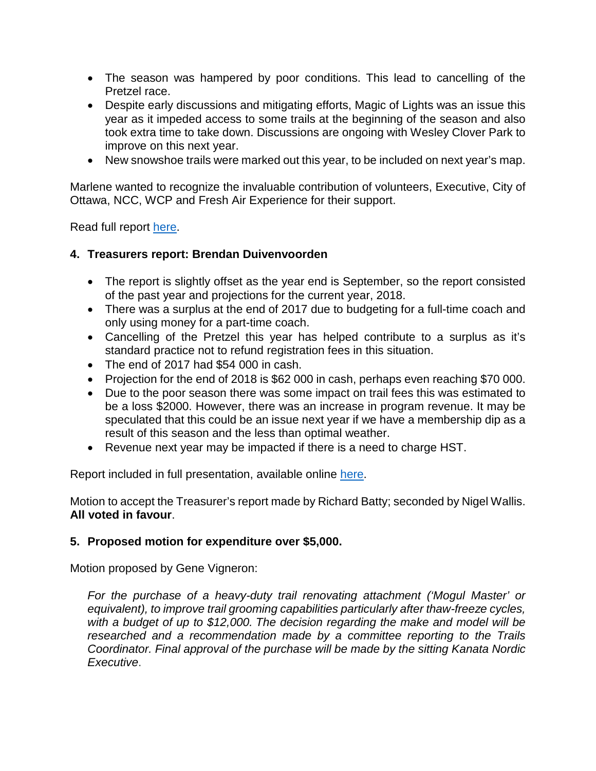- The season was hampered by poor conditions. This lead to cancelling of the Pretzel race.
- Despite early discussions and mitigating efforts, Magic of Lights was an issue this year as it impeded access to some trails at the beginning of the season and also took extra time to take down. Discussions are ongoing with Wesley Clover Park to improve on this next year.
- New snowshoe trails were marked out this year, to be included on next year's map.

Marlene wanted to recognize the invaluable contribution of volunteers, Executive, City of Ottawa, NCC, WCP and Fresh Air Experience for their support.

Read full report here.

**4. Treasurers report: Brendan Duivenvoorden**

- The report is slightly offset as the year end is September, so the report consisted of the past year and projections for the current year, 2018.
- There was a surplus at the end of 2017 due to budgeting for a full-time coach and only using money for a part-time coach.
- Cancelling of the Pretzel this year has helped contribute to a surplus as it's standard practice not to refund registration fees in this situation.
- The end of 2017 had $54 000 in cash.
- Projection for the end of 2018 is $62 000 in cash, perhaps even reaching $70 000.
- Due to the poor season there was some impact on trail fees this was estimated to be a loss $2000. However, there was an increase in program revenue. It may be speculated that this could be an issue next year if we have a membership dip as a result of this season and the less than optimal weather.
- Revenue next year may be impacted if there is a need to charge HST.

Report included in full presentation, available online here.

Motion to accept the Treasurer's report made by Richard Batty; seconded by Nigel Wallis. **All voted in favour**.

**5. Proposed motion for expenditure over $5,000.**

Motion proposed by Gene Vigneron:

*For the purchase of a heavy-duty trail renovating attachment ('Mogul Master' or equivalent), to improve trail grooming capabilities particularly after thaw-freeze cycles, with a budget of up to $12,000. The decision regarding the make and model will be researched and a recommendation made by a committee reporting to the Trails Coordinator. Final approval of the purchase will be made by the sitting Kanata Nordic Executive*.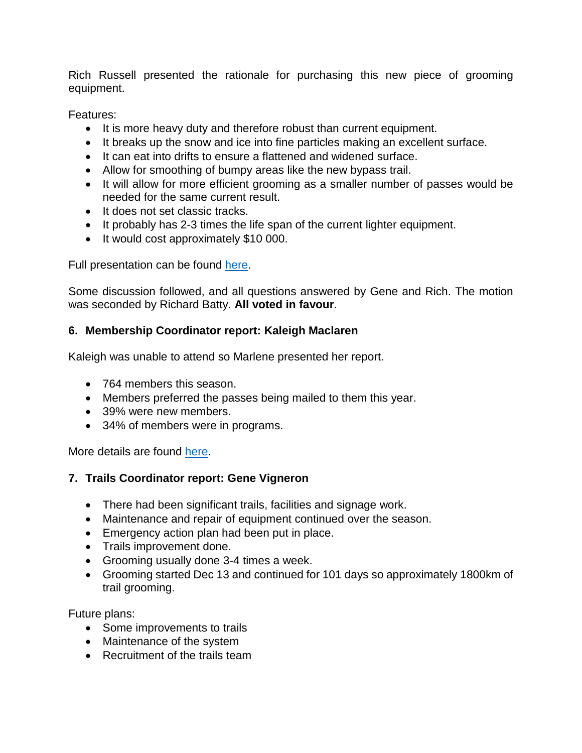Rich Russell presented the rationale for purchasing this new piece of grooming equipment.

Features:

- It is more heavy duty and therefore robust than current equipment.
- It breaks up the snow and ice into fine particles making an excellent surface.
- It can eat into drifts to ensure a flattened and widened surface.
- Allow for smoothing of bumpy areas like the new bypass trail.
- It will allow for more efficient grooming as a smaller number of passes would be needed for the same current result.
- It does not set classic tracks.
- It probably has 2-3 times the life span of the current lighter equipment.
- It would cost approximately $10 000.

Full presentation can be found here.

Some discussion followed, and all questions answered by Gene and Rich. The motion was seconded by Richard Batty. **All voted in favour**.

### 6. Membership Coordinator report: Kaleigh Maclaren

Kaleigh was unable to attend so Marlene presented her report.

- 764 members this season.
- Members preferred the passes being mailed to them this year.
- 39% were new members.
- 34% of members were in programs.

More details are found here.

### 7. Trails Coordinator report: Gene Vigneron

- There had been significant trails, facilities and signage work.
- Maintenance and repair of equipment continued over the season.
- Emergency action plan had been put in place.
- Trails improvement done.
- Grooming usually done 3-4 times a week.
- Grooming started Dec 13 and continued for 101 days so approximately 1800km of trail grooming.

Future plans:

- Some improvements to trails
- Maintenance of the system
- Recruitment of the trails team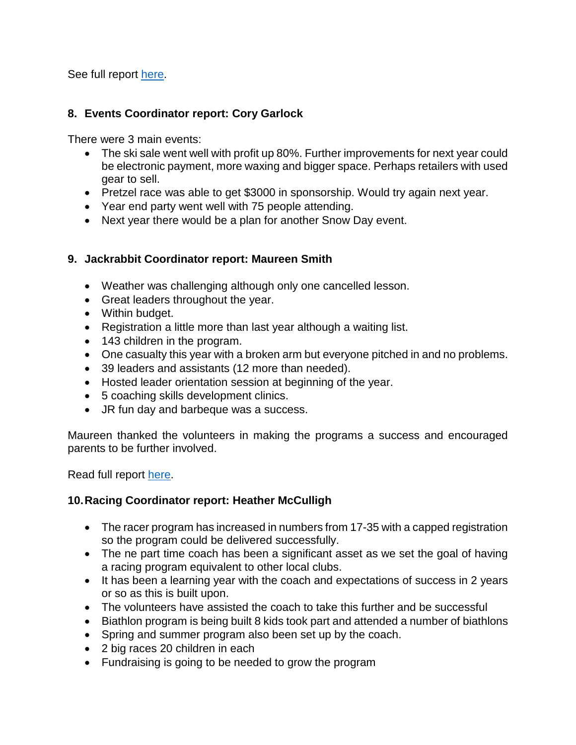See full report here.

## 8. Events Coordinator report: Cory Garlock

There were 3 main events:

- The ski sale went well with profit up 80%. Further improvements for next year could be electronic payment, more waxing and bigger space. Perhaps retailers with used gear to sell.
- Pretzel race was able to get $3000 in sponsorship. Would try again next year.
- Year end party went well with 75 people attending.
- Next year there would be a plan for another Snow Day event.

## 9. Jackrabbit Coordinator report: Maureen Smith

- Weather was challenging although only one cancelled lesson.
- Great leaders throughout the year.
- Within budget.
- Registration a little more than last year although a waiting list.
- 143 children in the program.
- One casualty this year with a broken arm but everyone pitched in and no problems.
- 39 leaders and assistants (12 more than needed).
- Hosted leader orientation session at beginning of the year.
- 5 coaching skills development clinics.
- JR fun day and barbeque was a success.

Maureen thanked the volunteers in making the programs a success and encouraged parents to be further involved.

Read full report here.

## 10. Racing Coordinator report: Heather McCulligh

- The racer program has increased in numbers from 17-35 with a capped registration so the program could be delivered successfully.
- The ne part time coach has been a significant asset as we set the goal of having a racing program equivalent to other local clubs.
- It has been a learning year with the coach and expectations of success in 2 years or so as this is built upon.
- The volunteers have assisted the coach to take this further and be successful
- Biathlon program is being built 8 kids took part and attended a number of biathlons
- Spring and summer program also been set up by the coach.
- 2 big races 20 children in each
- Fundraising is going to be needed to grow the program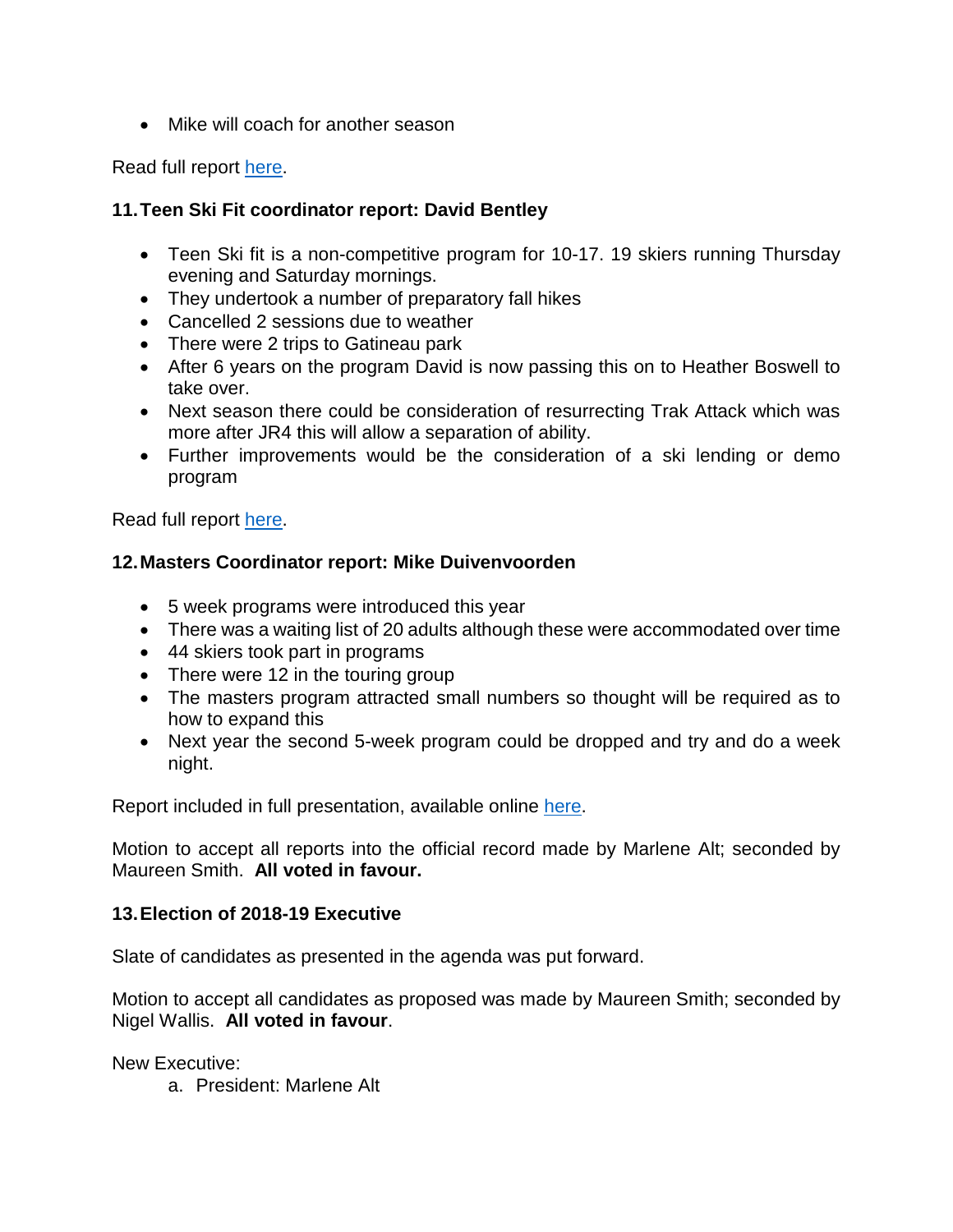- Mike will coach for another season

Read full report here.

### 11. Teen Ski Fit coordinator report: David Bentley

- Teen Ski fit is a non-competitive program for 10-17. 19 skiers running Thursday evening and Saturday mornings.
- They undertook a number of preparatory fall hikes
- Cancelled 2 sessions due to weather
- There were 2 trips to Gatineau park
- After 6 years on the program David is now passing this on to Heather Boswell to take over.
- Next season there could be consideration of resurrecting Trak Attack which was more after JR4 this will allow a separation of ability.
- Further improvements would be the consideration of a ski lending or demo program

Read full report here.

### 12. Masters Coordinator report: Mike Duivenvoorden

- 5 week programs were introduced this year
- There was a waiting list of 20 adults although these were accommodated over time
- 44 skiers took part in programs
- There were 12 in the touring group
- The masters program attracted small numbers so thought will be required as to how to expand this
- Next year the second 5-week program could be dropped and try and do a week night.

Report included in full presentation, available online here.

Motion to accept all reports into the official record made by Marlene Alt; seconded by Maureen Smith. **All voted in favour.**

### 13. Election of 2018-19 Executive

Slate of candidates as presented in the agenda was put forward.

Motion to accept all candidates as proposed was made by Maureen Smith; seconded by Nigel Wallis. **All voted in favour**.

New Executive:

a. President: Marlene Alt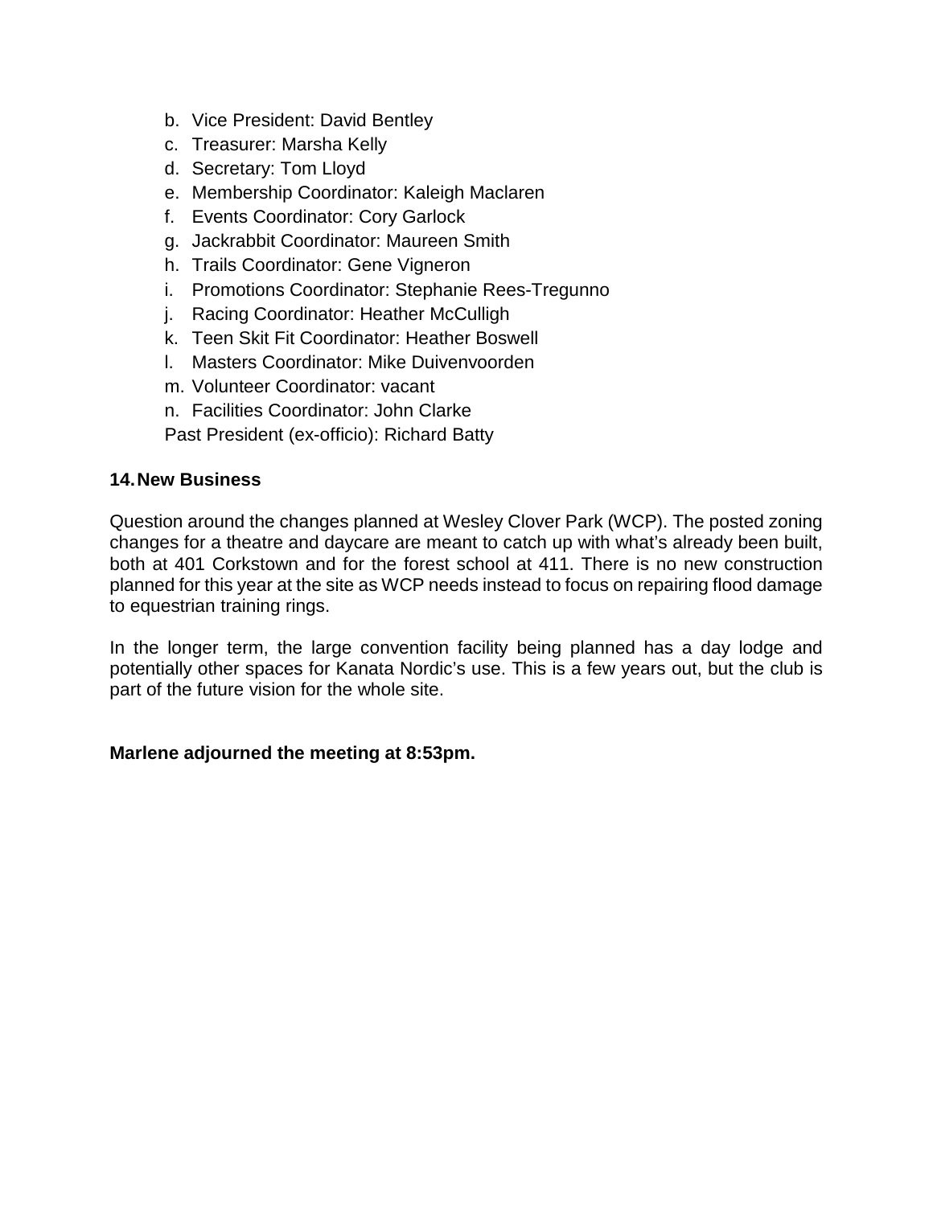b. Vice President: David Bentley
c. Treasurer: Marsha Kelly
d. Secretary: Tom Lloyd
e. Membership Coordinator: Kaleigh Maclaren
f. Events Coordinator: Cory Garlock
g. Jackrabbit Coordinator: Maureen Smith
h. Trails Coordinator: Gene Vigneron
i. Promotions Coordinator: Stephanie Rees-Tregunno
j. Racing Coordinator: Heather McCulligh
k. Teen Skit Fit Coordinator: Heather Boswell
l. Masters Coordinator: Mike Duivenvoorden
m. Volunteer Coordinator: vacant
n. Facilities Coordinator: John Clarke

Past President (ex-officio): Richard Batty

**14. New Business**

Question around the changes planned at Wesley Clover Park (WCP). The posted zoning changes for a theatre and daycare are meant to catch up with what's already been built, both at 401 Corkstown and for the forest school at 411. There is no new construction planned for this year at the site as WCP needs instead to focus on repairing flood damage to equestrian training rings.

In the longer term, the large convention facility being planned has a day lodge and potentially other spaces for Kanata Nordic's use. This is a few years out, but the club is part of the future vision for the whole site.

**Marlene adjourned the meeting at 8:53pm.**